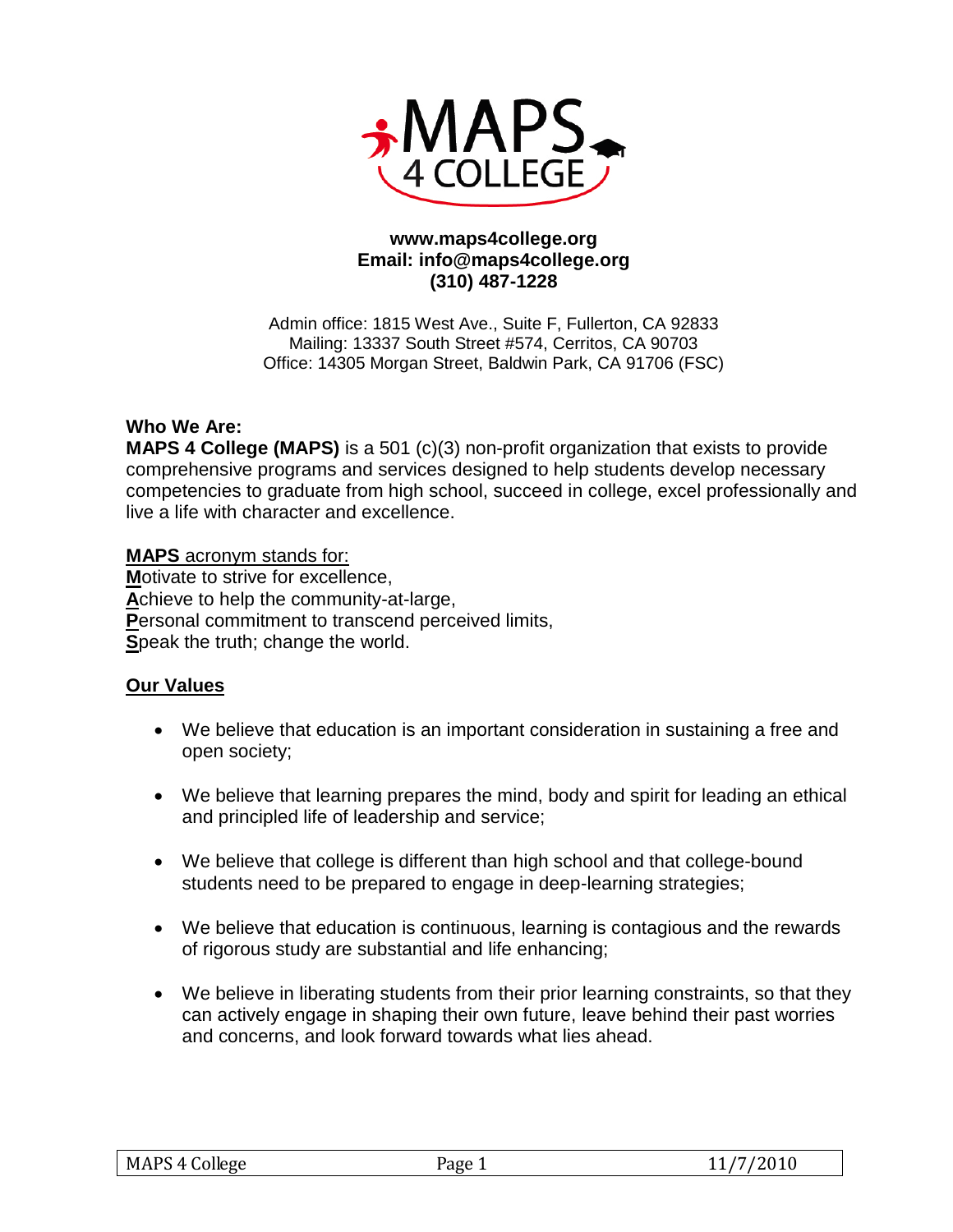**www.maps4college.org**
**Email: info@maps4college.org**
**(310) 487-1228**

Admin office: 1815 West Ave., Suite F, Fullerton, CA 92833
Mailing: 13337 South Street #574, Cerritos, CA 90703
Office: 14305 Morgan Street, Baldwin Park, CA 91706 (FSC)

**Who We Are:**
**MAPS 4 College (MAPS)** is a 501 (c)(3) non-profit organization that exists to provide comprehensive programs and services designed to help students develop necessary competencies to graduate from high school, succeed in college, excel professionally and live a life with character and excellence.

**MAPS** acronym stands for:
**M**otivate to strive for excellence,
**A**chieve to help the community-at-large,
**P**ersonal commitment to transcend perceived limits,
**S**peak the truth; change the world.

## Our Values

- We believe that education is an important consideration in sustaining a free and open society;
- We believe that learning prepares the mind, body and spirit for leading an ethical and principled life of leadership and service;
- We believe that college is different than high school and that college-bound students need to be prepared to engage in deep-learning strategies;
- We believe that education is continuous, learning is contagious and the rewards of rigorous study are substantial and life enhancing;
- We believe in liberating students from their prior learning constraints, so that they can actively engage in shaping their own future, leave behind their past worries and concerns, and look forward towards what lies ahead.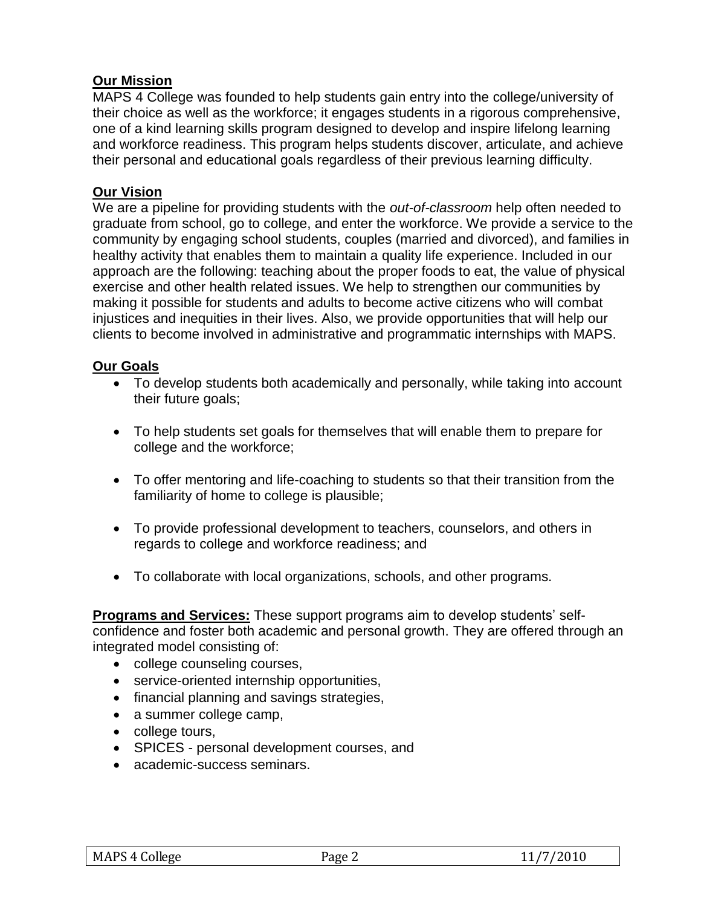**Our Mission**

MAPS 4 College was founded to help students gain entry into the college/university of their choice as well as the workforce; it engages students in a rigorous comprehensive, one of a kind learning skills program designed to develop and inspire lifelong learning and workforce readiness. This program helps students discover, articulate, and achieve their personal and educational goals regardless of their previous learning difficulty.

**Our Vision**

We are a pipeline for providing students with the *out-of-classroom* help often needed to graduate from school, go to college, and enter the workforce. We provide a service to the community by engaging school students, couples (married and divorced), and families in healthy activity that enables them to maintain a quality life experience. Included in our approach are the following: teaching about the proper foods to eat, the value of physical exercise and other health related issues. We help to strengthen our communities by making it possible for students and adults to become active citizens who will combat injustices and inequities in their lives. Also, we provide opportunities that will help our clients to become involved in administrative and programmatic internships with MAPS.

**Our Goals**

- To develop students both academically and personally, while taking into account their future goals;
- To help students set goals for themselves that will enable them to prepare for college and the workforce;
- To offer mentoring and life-coaching to students so that their transition from the familiarity of home to college is plausible;
- To provide professional development to teachers, counselors, and others in regards to college and workforce readiness; and
- To collaborate with local organizations, schools, and other programs.

**Programs and Services:** These support programs aim to develop students' self-confidence and foster both academic and personal growth. They are offered through an integrated model consisting of:

- college counseling courses,
- service-oriented internship opportunities,
- financial planning and savings strategies,
- a summer college camp,
- college tours,
- SPICES - personal development courses, and
- academic-success seminars.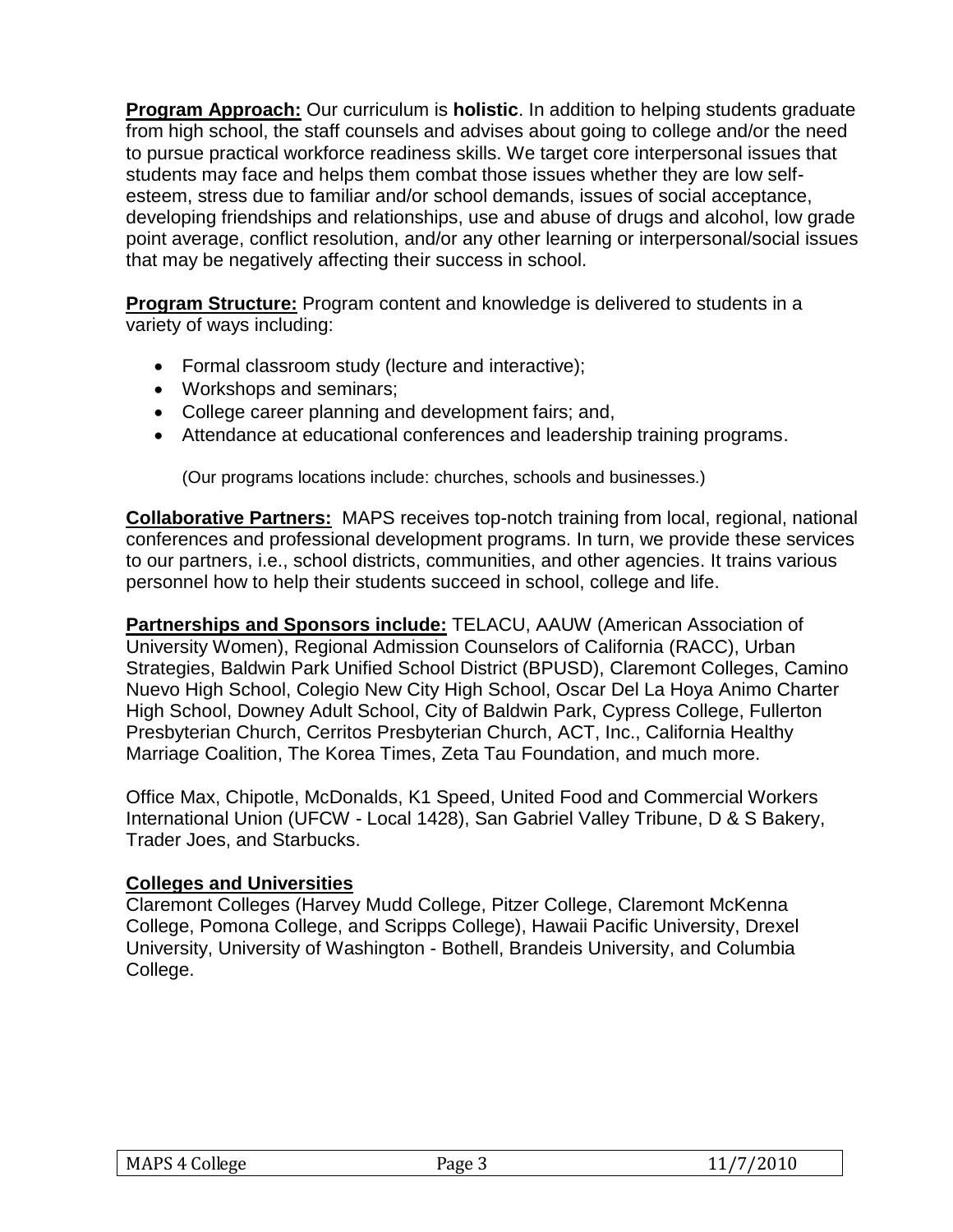**Program Approach:** Our curriculum is **holistic**. In addition to helping students graduate from high school, the staff counsels and advises about going to college and/or the need to pursue practical workforce readiness skills. We target core interpersonal issues that students may face and helps them combat those issues whether they are low self-esteem, stress due to familiar and/or school demands, issues of social acceptance, developing friendships and relationships, use and abuse of drugs and alcohol, low grade point average, conflict resolution, and/or any other learning or interpersonal/social issues that may be negatively affecting their success in school.

**Program Structure:** Program content and knowledge is delivered to students in a variety of ways including:

- Formal classroom study (lecture and interactive);
- Workshops and seminars;
- College career planning and development fairs; and,
- Attendance at educational conferences and leadership training programs.

(Our programs locations include: churches, schools and businesses.)

**Collaborative Partners:** MAPS receives top-notch training from local, regional, national conferences and professional development programs. In turn, we provide these services to our partners, i.e., school districts, communities, and other agencies. It trains various personnel how to help their students succeed in school, college and life.

**Partnerships and Sponsors include:** TELACU, AAUW (American Association of University Women), Regional Admission Counselors of California (RACC), Urban Strategies, Baldwin Park Unified School District (BPUSD), Claremont Colleges, Camino Nuevo High School, Colegio New City High School, Oscar Del La Hoya Animo Charter High School, Downey Adult School, City of Baldwin Park, Cypress College, Fullerton Presbyterian Church, Cerritos Presbyterian Church, ACT, Inc., California Healthy Marriage Coalition, The Korea Times, Zeta Tau Foundation, and much more.

Office Max, Chipotle, McDonalds, K1 Speed, United Food and Commercial Workers International Union (UFCW - Local 1428), San Gabriel Valley Tribune, D & S Bakery, Trader Joes, and Starbucks.

**Colleges and Universities**

Claremont Colleges (Harvey Mudd College, Pitzer College, Claremont McKenna College, Pomona College, and Scripps College), Hawaii Pacific University, Drexel University, University of Washington - Bothell, Brandeis University, and Columbia College.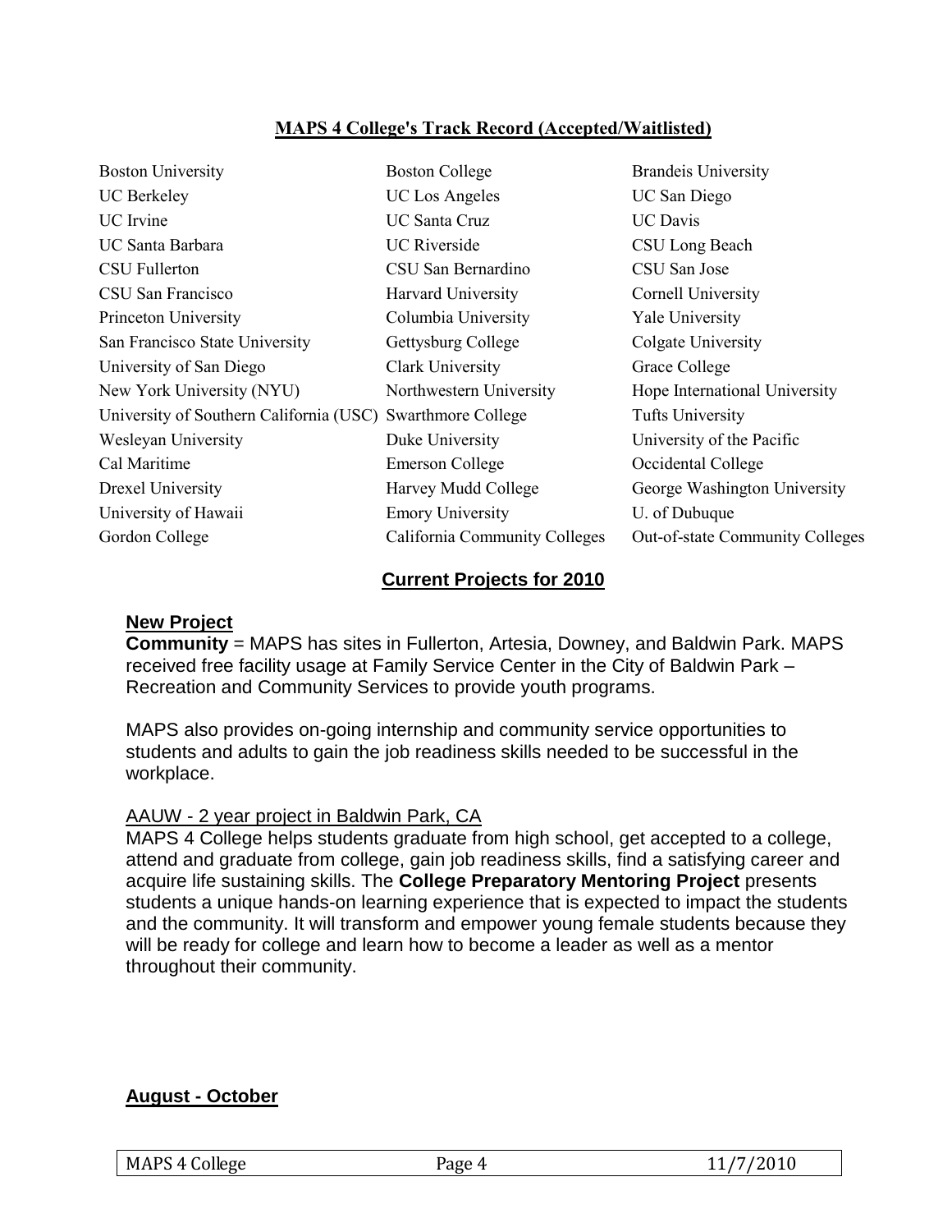## MAPS 4 College's Track Record (Accepted/Waitlisted)

| | | |
|---|---|---|
| Boston University | Boston College | Brandeis University |
| UC Berkeley | UC Los Angeles | UC San Diego |
| UC Irvine | UC Santa Cruz | UC Davis |
| UC Santa Barbara | UC Riverside | CSU Long Beach |
| CSU Fullerton | CSU San Bernardino | CSU San Jose |
| CSU San Francisco | Harvard University | Cornell University |
| Princeton University | Columbia University | Yale University |
| San Francisco State University | Gettysburg College | Colgate University |
| University of San Diego | Clark University | Grace College |
| New York University (NYU) | Northwestern University | Hope International University |
| University of Southern California (USC) | Swarthmore College | Tufts University |
| Wesleyan University | Duke University | University of the Pacific |
| Cal Maritime | Emerson College | Occidental College |
| Drexel University | Harvey Mudd College | George Washington University |
| University of Hawaii | Emory University | U. of Dubuque |
| Gordon College | California Community Colleges | Out-of-state Community Colleges |

## Current Projects for 2010

### New Project

**Community** = MAPS has sites in Fullerton, Artesia, Downey, and Baldwin Park. MAPS received free facility usage at Family Service Center in the City of Baldwin Park – Recreation and Community Services to provide youth programs.

MAPS also provides on-going internship and community service opportunities to students and adults to gain the job readiness skills needed to be successful in the workplace.

AAUW - 2 year project in Baldwin Park, CA

MAPS 4 College helps students graduate from high school, get accepted to a college, attend and graduate from college, gain job readiness skills, find a satisfying career and acquire life sustaining skills. The **College Preparatory Mentoring Project** presents students a unique hands-on learning experience that is expected to impact the students and the community. It will transform and empower young female students because they will be ready for college and learn how to become a leader as well as a mentor throughout their community.

### August - October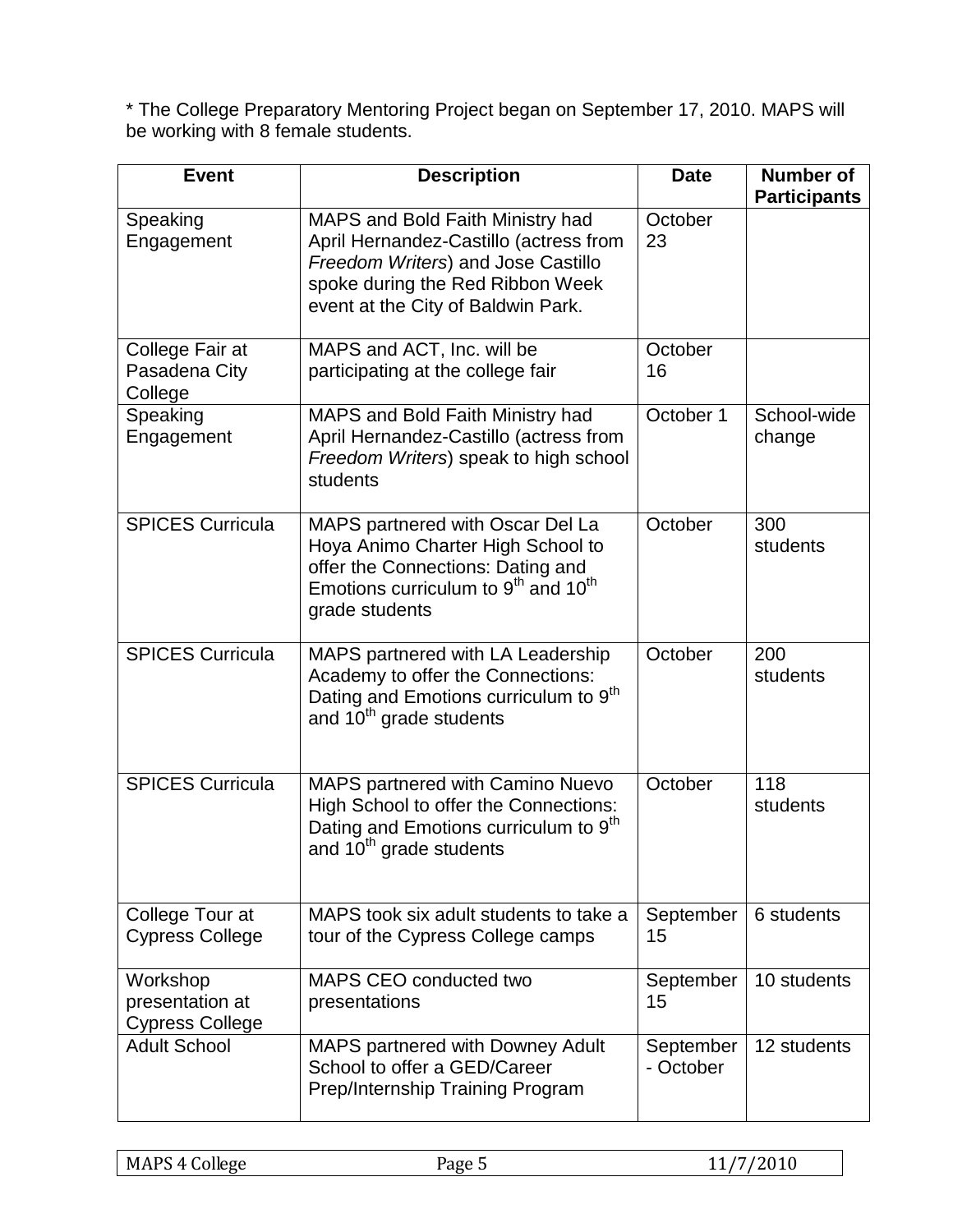* The College Preparatory Mentoring Project began on September 17, 2010. MAPS will be working with 8 female students.

| Event | Description | Date | Number of Participants |
|---|---|---|---|
| Speaking Engagement | MAPS and Bold Faith Ministry had April Hernandez-Castillo (actress from *Freedom Writers*) and Jose Castillo spoke during the Red Ribbon Week event at the City of Baldwin Park. | October 23 | |
| College Fair at Pasadena City College | MAPS and ACT, Inc. will be participating at the college fair | October 16 | |
| Speaking Engagement | MAPS and Bold Faith Ministry had April Hernandez-Castillo (actress from *Freedom Writers*) speak to high school students | October 1 | School-wide change |
| SPICES Curricula | MAPS partnered with Oscar Del La Hoya Animo Charter High School to offer the Connections: Dating and Emotions curriculum to 9th and 10th grade students | October | 300 students |
| SPICES Curricula | MAPS partnered with LA Leadership Academy to offer the Connections: Dating and Emotions curriculum to 9th and 10th grade students | October | 200 students |
| SPICES Curricula | MAPS partnered with Camino Nuevo High School to offer the Connections: Dating and Emotions curriculum to 9th and 10th grade students | October | 118 students |
| College Tour at Cypress College | MAPS took six adult students to take a tour of the Cypress College camps | September 15 | 6 students |
| Workshop presentation at Cypress College | MAPS CEO conducted two presentations | September 15 | 10 students |
| Adult School | MAPS partnered with Downey Adult School to offer a GED/Career Prep/Internship Training Program | September - October | 12 students |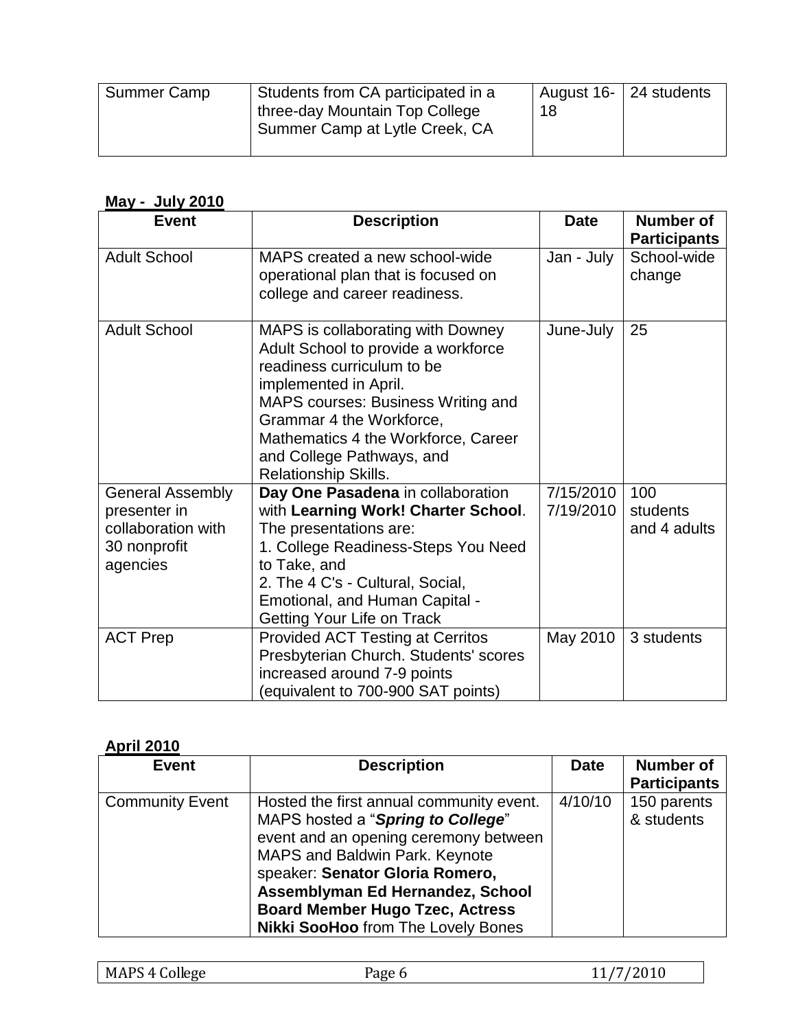| Summer Camp | Students from CA participated in a three-day Mountain Top College Summer Camp at Lytle Creek, CA | August 16-18 | 24 students |
|---|---|---|---|

**May - July 2010**

| Event | Description | Date | Number of Participants |
|---|---|---|---|
| Adult School | MAPS created a new school-wide operational plan that is focused on college and career readiness. | Jan - July | School-wide change |
| Adult School | MAPS is collaborating with Downey Adult School to provide a workforce readiness curriculum to be implemented in April.<br>MAPS courses: Business Writing and Grammar 4 the Workforce, Mathematics 4 the Workforce, Career and College Pathways, and Relationship Skills. | June-July | 25 |
| General Assembly presenter in collaboration with 30 nonprofit agencies | **Day One Pasadena** in collaboration with **Learning Work! Charter School**. The presentations are:<br>1. College Readiness-Steps You Need to Take, and<br>2. The 4 C's - Cultural, Social, Emotional, and Human Capital - Getting Your Life on Track | 7/15/2010<br>7/19/2010 | 100 students and 4 adults |
| ACT Prep | Provided ACT Testing at Cerritos Presbyterian Church. Students' scores increased around 7-9 points (equivalent to 700-900 SAT points) | May 2010 | 3 students |

**April 2010**

| Event | Description | Date | Number of Participants |
|---|---|---|---|
| Community Event | Hosted the first annual community event. MAPS hosted a "***Spring to College***" event and an opening ceremony between MAPS and Baldwin Park. Keynote speaker: **Senator Gloria Romero, Assemblyman Ed Hernandez, School Board Member Hugo Tzec, Actress Nikki SooHoo** from The Lovely Bones | 4/10/10 | 150 parents & students |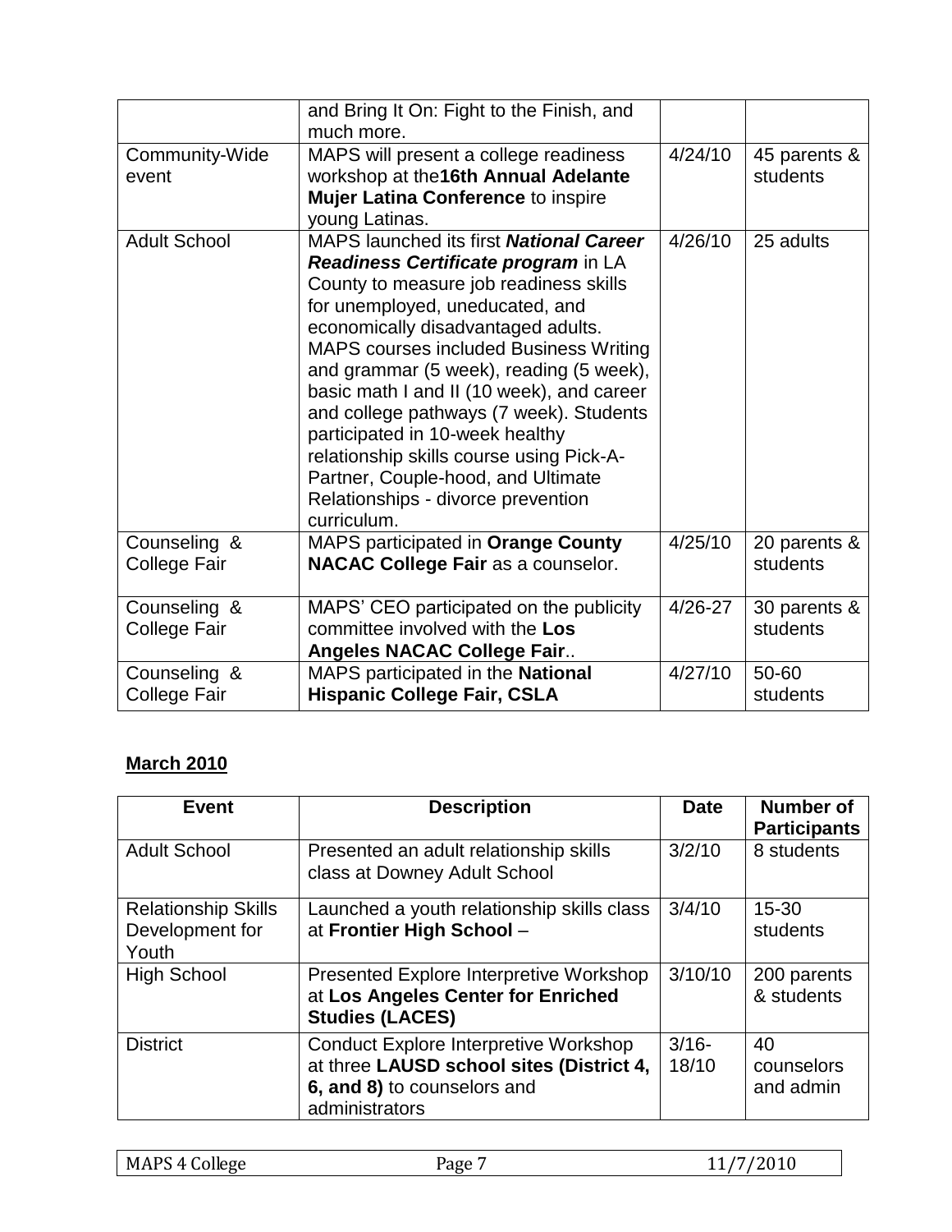| | | | |
|---|---|---|---|
| | and Bring It On: Fight to the Finish, and much more. | | |
| Community-Wide event | MAPS will present a college readiness workshop at the**16th Annual Adelante Mujer Latina Conference** to inspire young Latinas. | 4/24/10 | 45 parents & students |
| Adult School | MAPS launched its first ***National Career Readiness Certificate program*** in LA County to measure job readiness skills for unemployed, uneducated, and economically disadvantaged adults. MAPS courses included Business Writing and grammar (5 week), reading (5 week), basic math I and II (10 week), and career and college pathways (7 week). Students participated in 10-week healthy relationship skills course using Pick-A-Partner, Couple-hood, and Ultimate Relationships - divorce prevention curriculum. | 4/26/10 | 25 adults |
| Counseling & College Fair | MAPS participated in **Orange County NACAC College Fair** as a counselor. | 4/25/10 | 20 parents & students |
| Counseling & College Fair | MAPS' CEO participated on the publicity committee involved with the **Los Angeles NACAC College Fair**.. | 4/26-27 | 30 parents & students |
| Counseling & College Fair | MAPS participated in the **National Hispanic College Fair, CSLA** | 4/27/10 | 50-60 students |

## March 2010

| Event | Description | Date | Number of Participants |
|---|---|---|---|
| Adult School | Presented an adult relationship skills class at Downey Adult School | 3/2/10 | 8 students |
| Relationship Skills Development for Youth | Launched a youth relationship skills class at **Frontier High School** – | 3/4/10 | 15-30 students |
| High School | Presented Explore Interpretive Workshop at **Los Angeles Center for Enriched Studies (LACES)** | 3/10/10 | 200 parents & students |
| District | Conduct Explore Interpretive Workshop at three **LAUSD school sites (District 4, 6, and 8)** to counselors and administrators | 3/16-18/10 | 40 counselors and admin |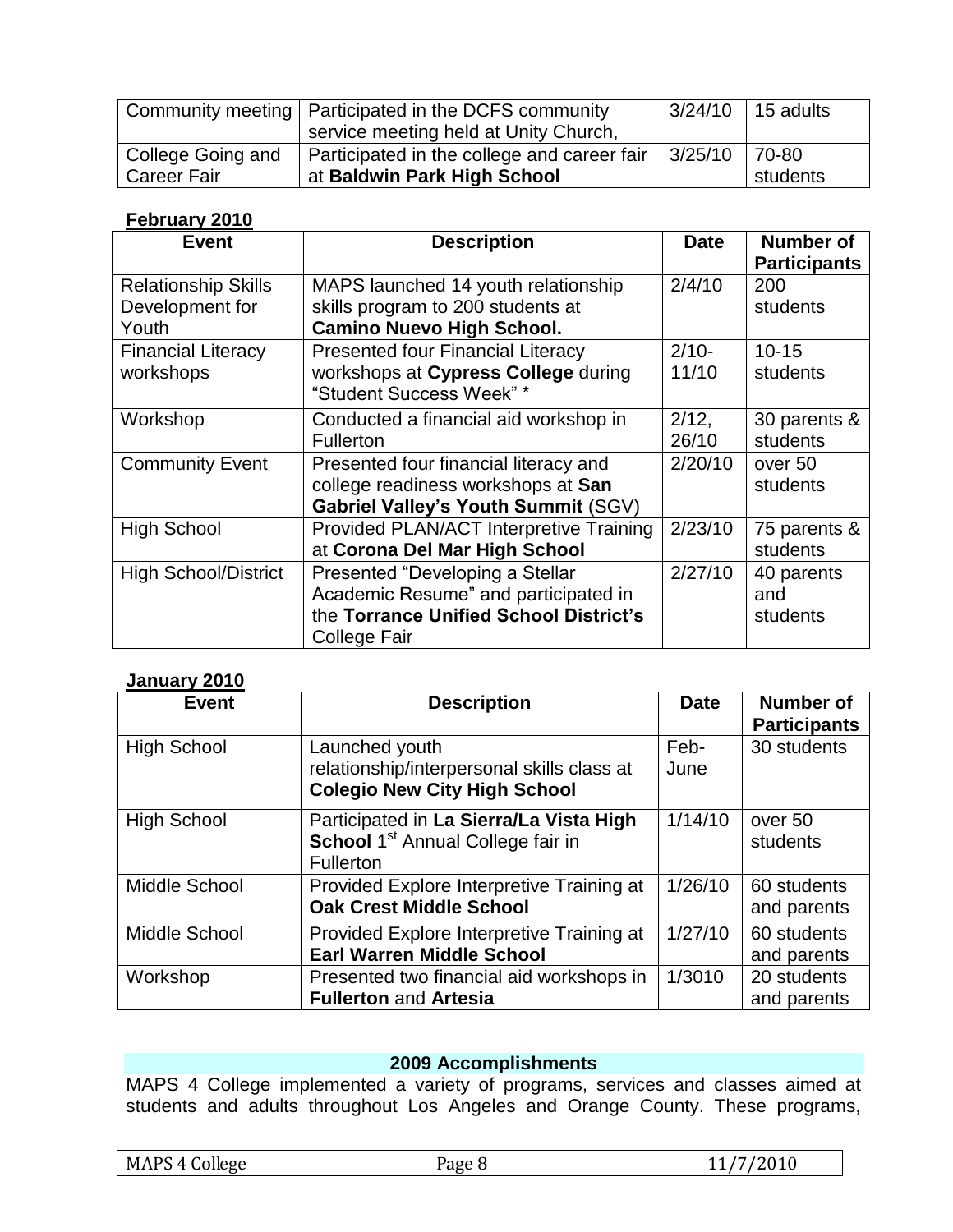| | | | |
|---|---|---|---|
| Community meeting | Participated in the DCFS community service meeting held at Unity Church, | 3/24/10 | 15 adults |
| College Going and Career Fair | Participated in the college and career fair at **Baldwin Park High School** | 3/25/10 | 70-80 students |

**February 2010**

| Event | Description | Date | Number of Participants |
|---|---|---|---|
| Relationship Skills Development for Youth | MAPS launched 14 youth relationship skills program to 200 students at **Camino Nuevo High School.** | 2/4/10 | 200 students |
| Financial Literacy workshops | Presented four Financial Literacy workshops at **Cypress College** during "Student Success Week" * | 2/10-11/10 | 10-15 students |
| Workshop | Conducted a financial aid workshop in Fullerton | 2/12, 26/10 | 30 parents & students |
| Community Event | Presented four financial literacy and college readiness workshops at **San Gabriel Valley's Youth Summit** (SGV) | 2/20/10 | over 50 students |
| High School | Provided PLAN/ACT Interpretive Training at **Corona Del Mar High School** | 2/23/10 | 75 parents & students |
| High School/District | Presented "Developing a Stellar Academic Resume" and participated in the **Torrance Unified School District's** College Fair | 2/27/10 | 40 parents and students |

**January 2010**

| Event | Description | Date | Number of Participants |
|---|---|---|---|
| High School | Launched youth relationship/interpersonal skills class at **Colegio New City High School** | Feb-June | 30 students |
| High School | Participated in **La Sierra/La Vista High School** 1st Annual College fair in Fullerton | 1/14/10 | over 50 students |
| Middle School | Provided Explore Interpretive Training at **Oak Crest Middle School** | 1/26/10 | 60 students and parents |
| Middle School | Provided Explore Interpretive Training at **Earl Warren Middle School** | 1/27/10 | 60 students and parents |
| Workshop | Presented two financial aid workshops in **Fullerton** and **Artesia** | 1/3010 | 20 students and parents |

## 2009 Accomplishments

MAPS 4 College implemented a variety of programs, services and classes aimed at students and adults throughout Los Angeles and Orange County. These programs,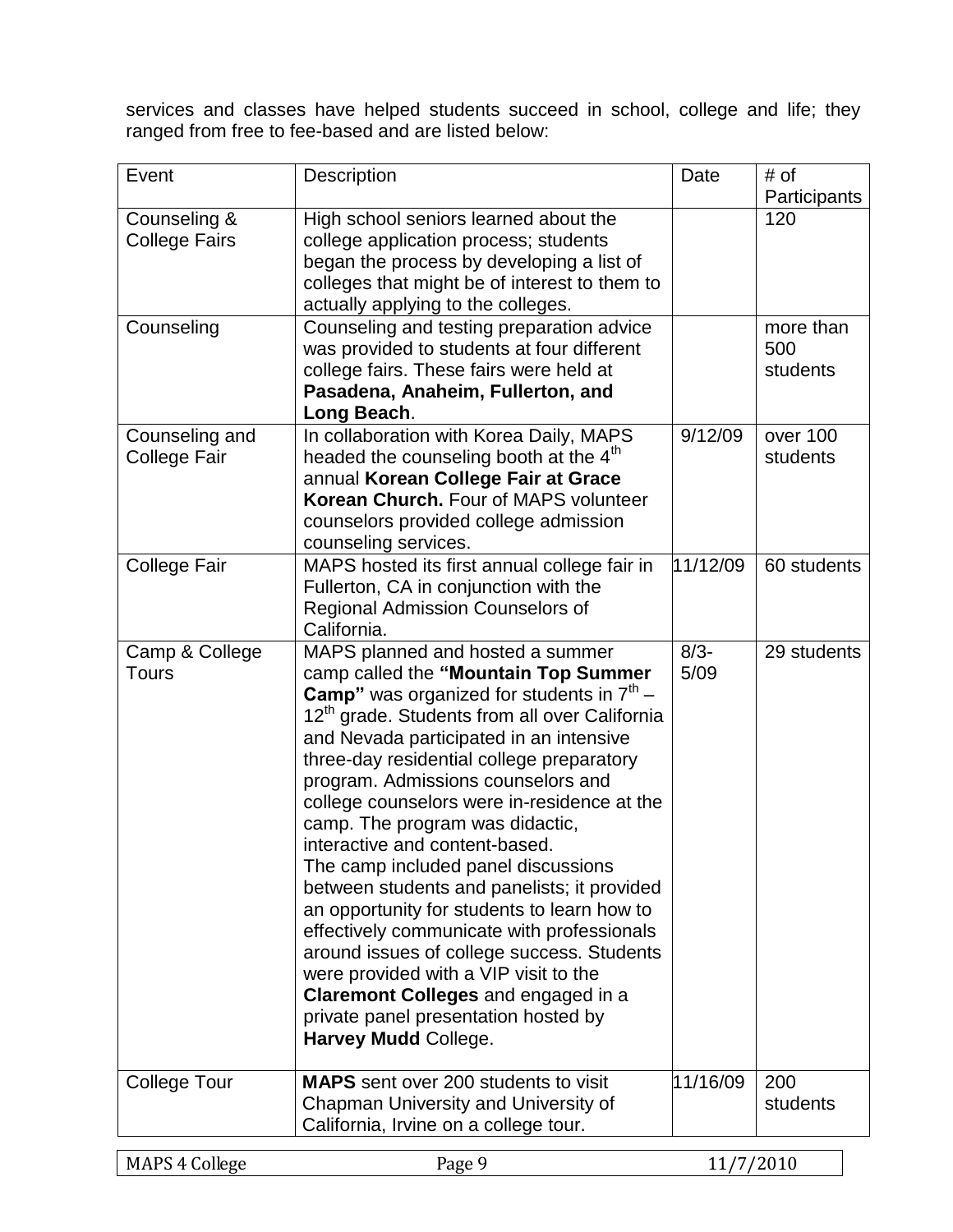services and classes have helped students succeed in school, college and life; they ranged from free to fee-based and are listed below:

| Event | Description | Date | # of Participants |
|---|---|---|---|
| Counseling & College Fairs | High school seniors learned about the college application process; students began the process by developing a list of colleges that might be of interest to them to actually applying to the colleges. | | 120 |
| Counseling | Counseling and testing preparation advice was provided to students at four different college fairs. These fairs were held at **Pasadena, Anaheim, Fullerton, and Long Beach**. | | more than 500 students |
| Counseling and College Fair | In collaboration with Korea Daily, MAPS headed the counseling booth at the 4th annual **Korean College Fair at Grace Korean Church.** Four of MAPS volunteer counselors provided college admission counseling services. | 9/12/09 | over 100 students |
| College Fair | MAPS hosted its first annual college fair in Fullerton, CA in conjunction with the Regional Admission Counselors of California. | 11/12/09 | 60 students |
| Camp & College Tours | MAPS planned and hosted a summer camp called the **"Mountain Top Summer Camp"** was organized for students in 7th – 12th grade. Students from all over California and Nevada participated in an intensive three-day residential college preparatory program. Admissions counselors and college counselors were in-residence at the camp. The program was didactic, interactive and content-based. The camp included panel discussions between students and panelists; it provided an opportunity for students to learn how to effectively communicate with professionals around issues of college success. Students were provided with a VIP visit to the **Claremont Colleges** and engaged in a private panel presentation hosted by **Harvey Mudd** College. | 8/3-5/09 | 29 students |
| College Tour | **MAPS** sent over 200 students to visit Chapman University and University of California, Irvine on a college tour. | 11/16/09 | 200 students |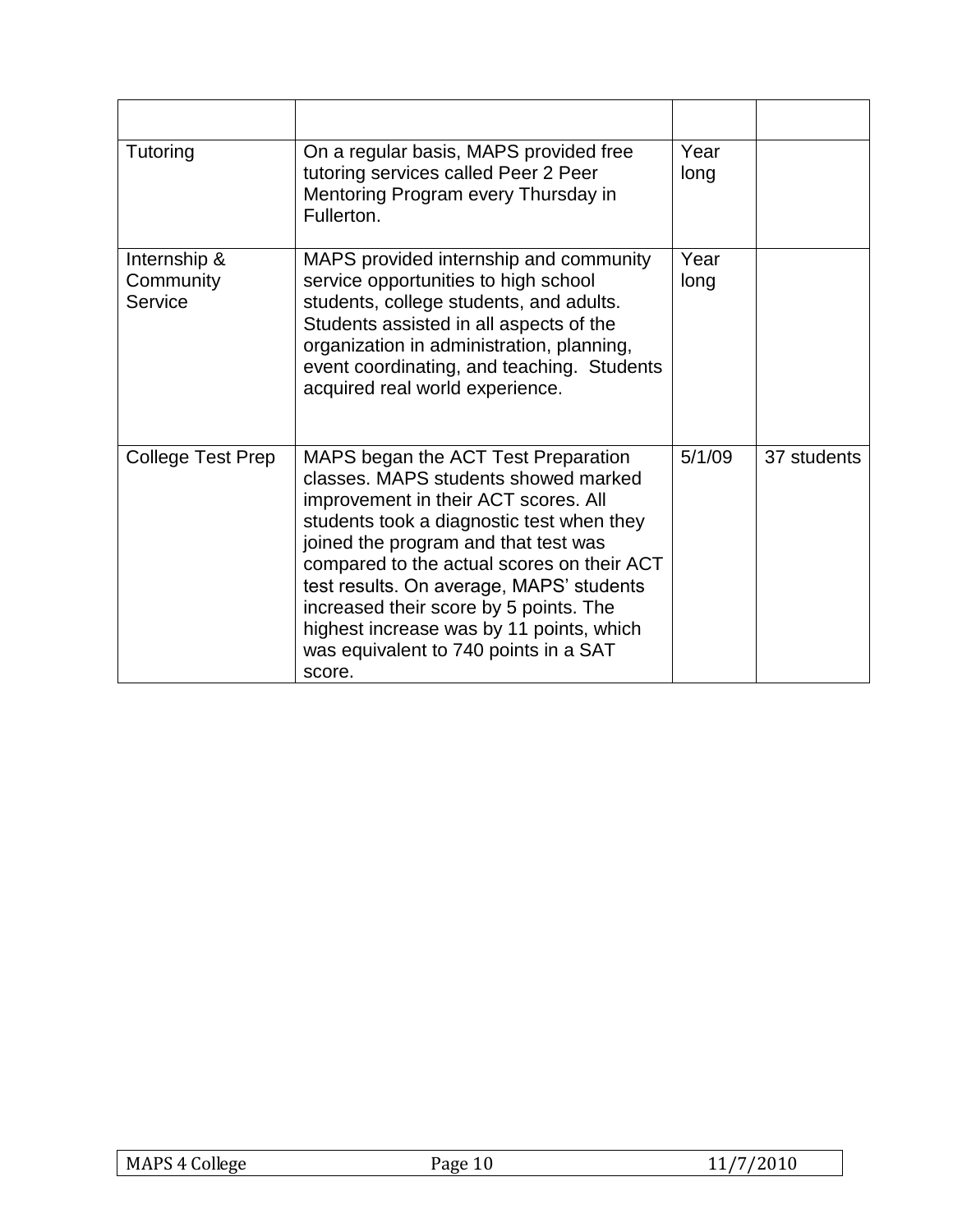| | | | |
|---|---|---|---|
| Tutoring | On a regular basis, MAPS provided free tutoring services called Peer 2 Peer Mentoring Program every Thursday in Fullerton. | Year long | |
| Internship & Community Service | MAPS provided internship and community service opportunities to high school students, college students, and adults. Students assisted in all aspects of the organization in administration, planning, event coordinating, and teaching. Students acquired real world experience. | Year long | |
| College Test Prep | MAPS began the ACT Test Preparation classes. MAPS students showed marked improvement in their ACT scores. All students took a diagnostic test when they joined the program and that test was compared to the actual scores on their ACT test results. On average, MAPS' students increased their score by 5 points. The highest increase was by 11 points, which was equivalent to 740 points in a SAT score. | 5/1/09 | 37 students |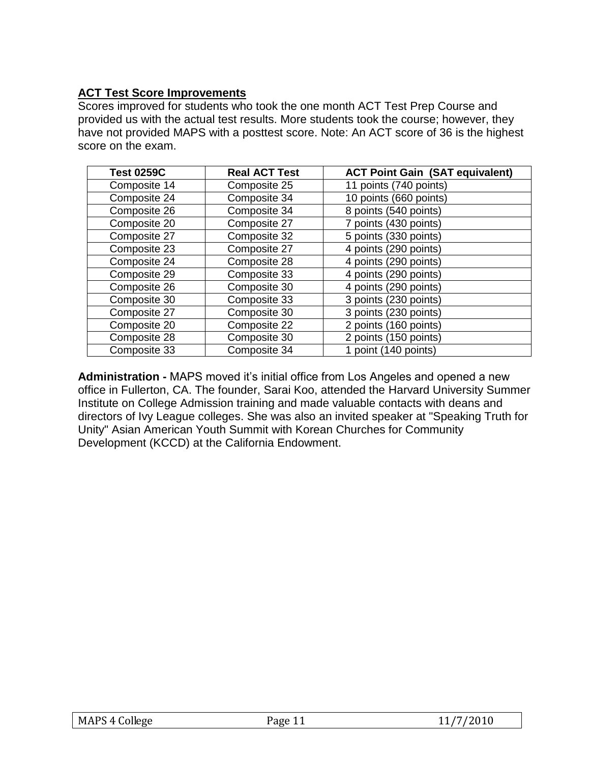## ACT Test Score Improvements

Scores improved for students who took the one month ACT Test Prep Course and provided us with the actual test results. More students took the course; however, they have not provided MAPS with a posttest score. Note: An ACT score of 36 is the highest score on the exam.

| Test 0259C | Real ACT Test | ACT Point Gain (SAT equivalent) |
|---|---|---|
| Composite 14 | Composite 25 | 11 points (740 points) |
| Composite 24 | Composite 34 | 10 points (660 points) |
| Composite 26 | Composite 34 | 8 points (540 points) |
| Composite 20 | Composite 27 | 7 points (430 points) |
| Composite 27 | Composite 32 | 5 points (330 points) |
| Composite 23 | Composite 27 | 4 points (290 points) |
| Composite 24 | Composite 28 | 4 points (290 points) |
| Composite 29 | Composite 33 | 4 points (290 points) |
| Composite 26 | Composite 30 | 4 points (290 points) |
| Composite 30 | Composite 33 | 3 points (230 points) |
| Composite 27 | Composite 30 | 3 points (230 points) |
| Composite 20 | Composite 22 | 2 points (160 points) |
| Composite 28 | Composite 30 | 2 points (150 points) |
| Composite 33 | Composite 34 | 1 point (140 points) |

**Administration -** MAPS moved it's initial office from Los Angeles and opened a new office in Fullerton, CA. The founder, Sarai Koo, attended the Harvard University Summer Institute on College Admission training and made valuable contacts with deans and directors of Ivy League colleges. She was also an invited speaker at "Speaking Truth for Unity" Asian American Youth Summit with Korean Churches for Community Development (KCCD) at the California Endowment.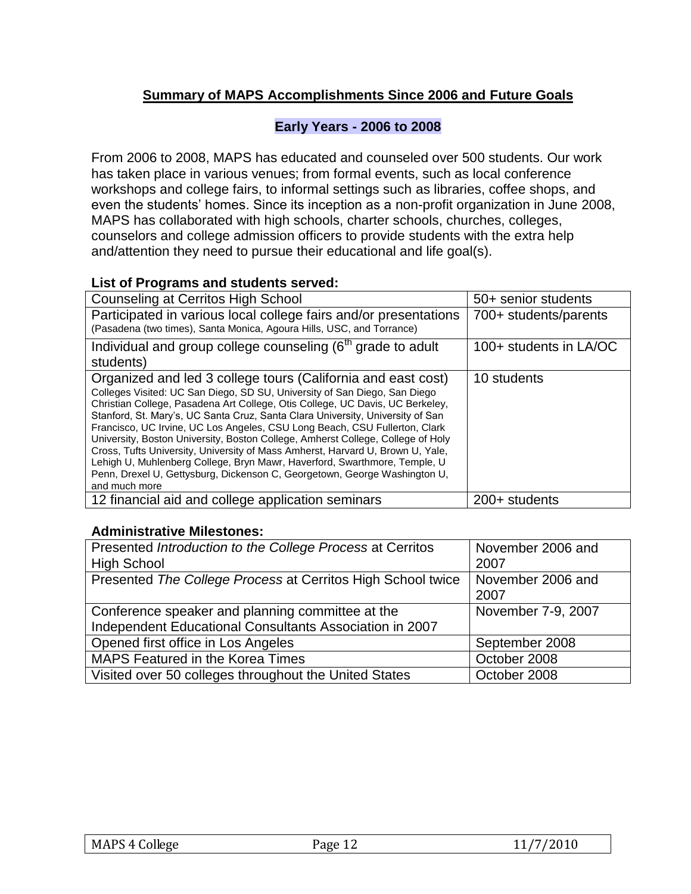## Summary of MAPS Accomplishments Since 2006 and Future Goals

### Early Years - 2006 to 2008

From 2006 to 2008, MAPS has educated and counseled over 500 students. Our work has taken place in various venues; from formal events, such as local conference workshops and college fairs, to informal settings such as libraries, coffee shops, and even the students' homes. Since its inception as a non-profit organization in June 2008, MAPS has collaborated with high schools, charter schools, churches, colleges, counselors and college admission officers to provide students with the extra help and/attention they need to pursue their educational and life goal(s).

**List of Programs and students served:**

| | |
|---|---|
| Counseling at Cerritos High School | 50+ senior students |
| Participated in various local college fairs and/or presentations (Pasadena (two times), Santa Monica, Agoura Hills, USC, and Torrance) | 700+ students/parents |
| Individual and group college counseling (6th grade to adult students) | 100+ students in LA/OC |
| Organized and led 3 college tours (California and east cost) Colleges Visited: UC San Diego, SD SU, University of San Diego, San Diego Christian College, Pasadena Art College, Otis College, UC Davis, UC Berkeley, Stanford, St. Mary's, UC Santa Cruz, Santa Clara University, University of San Francisco, UC Irvine, UC Los Angeles, CSU Long Beach, CSU Fullerton, Clark University, Boston University, Boston College, Amherst College, College of Holy Cross, Tufts University, University of Mass Amherst, Harvard U, Brown U, Yale, Lehigh U, Muhlenberg College, Bryn Mawr, Haverford, Swarthmore, Temple, U Penn, Drexel U, Gettysburg, Dickenson C, Georgetown, George Washington U, and much more | 10 students |
| 12 financial aid and college application seminars | 200+ students |

**Administrative Milestones:**

| | |
|---|---|
| Presented *Introduction to the College Process* at Cerritos High School | November 2006 and 2007 |
| Presented *The College Process* at Cerritos High School twice | November 2006 and 2007 |
| Conference speaker and planning committee at the Independent Educational Consultants Association in 2007 | November 7-9, 2007 |
| Opened first office in Los Angeles | September 2008 |
| MAPS Featured in the Korea Times | October 2008 |
| Visited over 50 colleges throughout the United States | October 2008 |